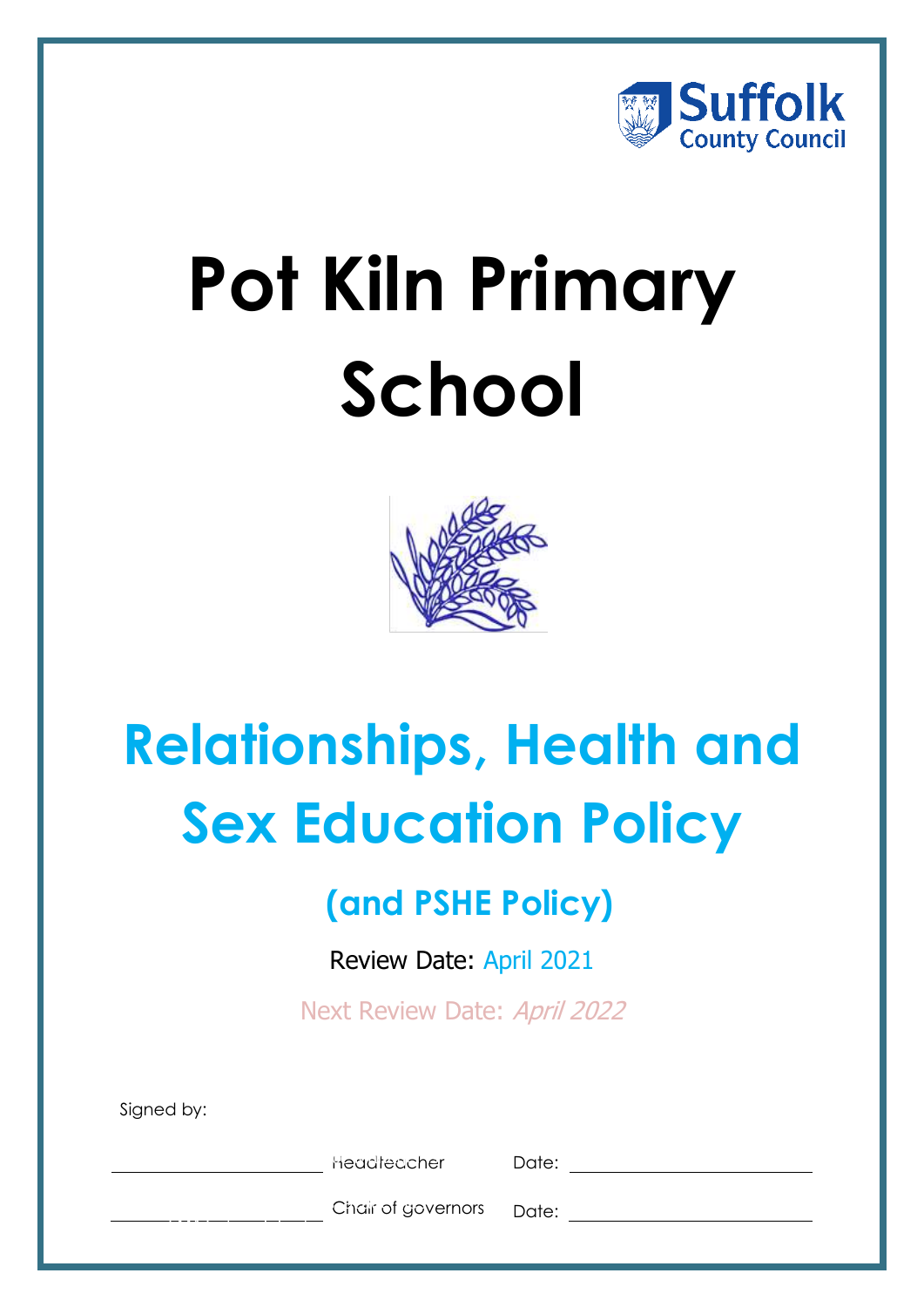Suffolk County Council

# Pot Kiln Primary School

## Relationships, Health and Sex Education Policy

### (and PSHE Policy)

Review Date: April 2021

Next Review Date: *April 2022*

Signed by:

| | | | |
|---|---|---|---|
| ______________________ | Headteacher | Date: | ______________________ |
| ______________________ | Chair of governors | Date: | ______________________ |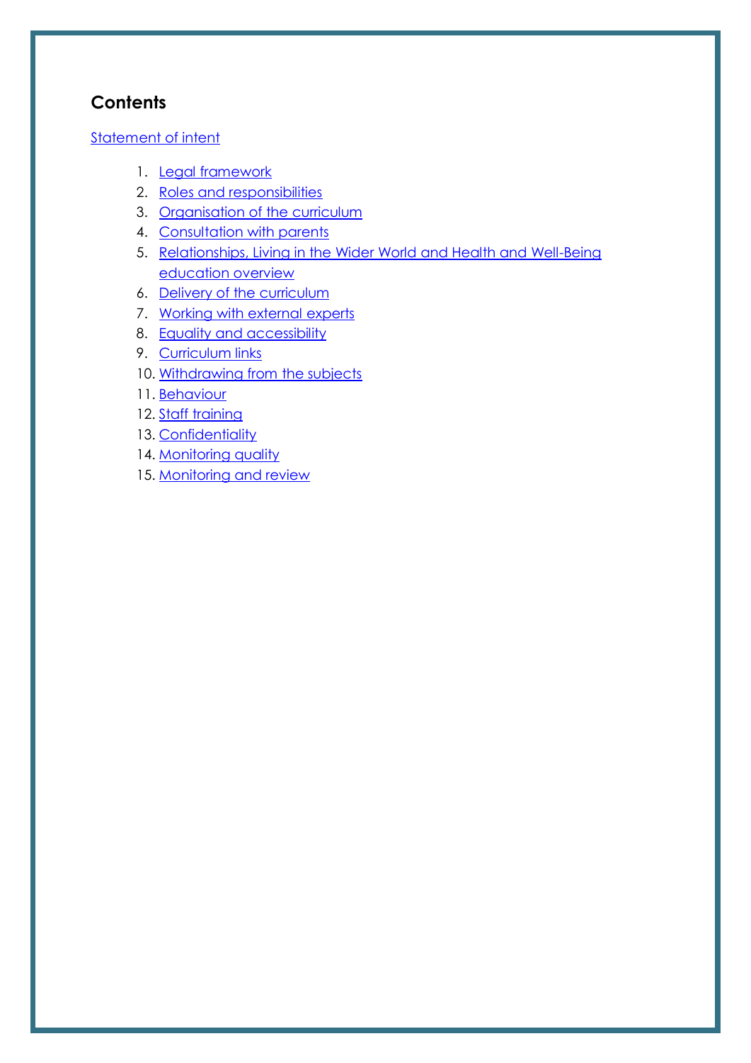## Contents

Statement of intent

1. Legal framework
2. Roles and responsibilities
3. Organisation of the curriculum
4. Consultation with parents
5. Relationships, Living in the Wider World and Health and Well-Being education overview
6. Delivery of the curriculum
7. Working with external experts
8. Equality and accessibility
9. Curriculum links
10. Withdrawing from the subjects
11. Behaviour
12. Staff training
13. Confidentiality
14. Monitoring quality
15. Monitoring and review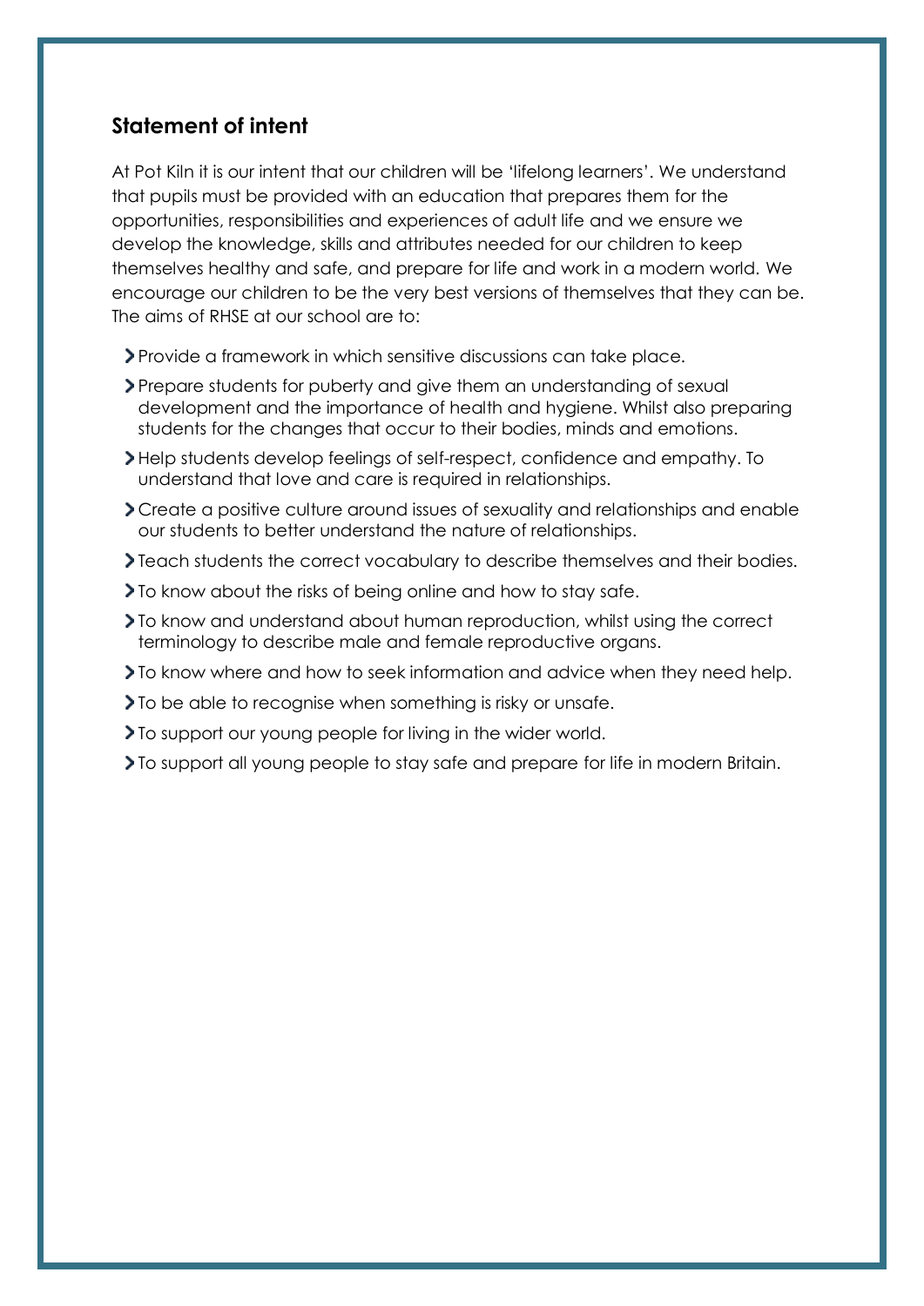## Statement of intent

At Pot Kiln it is our intent that our children will be 'lifelong learners'. We understand that pupils must be provided with an education that prepares them for the opportunities, responsibilities and experiences of adult life and we ensure we develop the knowledge, skills and attributes needed for our children to keep themselves healthy and safe, and prepare for life and work in a modern world. We encourage our children to be the very best versions of themselves that they can be. The aims of RHSE at our school are to:

- Provide a framework in which sensitive discussions can take place.
- Prepare students for puberty and give them an understanding of sexual development and the importance of health and hygiene. Whilst also preparing students for the changes that occur to their bodies, minds and emotions.
- Help students develop feelings of self-respect, confidence and empathy. To understand that love and care is required in relationships.
- Create a positive culture around issues of sexuality and relationships and enable our students to better understand the nature of relationships.
- Teach students the correct vocabulary to describe themselves and their bodies.
- To know about the risks of being online and how to stay safe.
- To know and understand about human reproduction, whilst using the correct terminology to describe male and female reproductive organs.
- To know where and how to seek information and advice when they need help.
- To be able to recognise when something is risky or unsafe.
- To support our young people for living in the wider world.
- To support all young people to stay safe and prepare for life in modern Britain.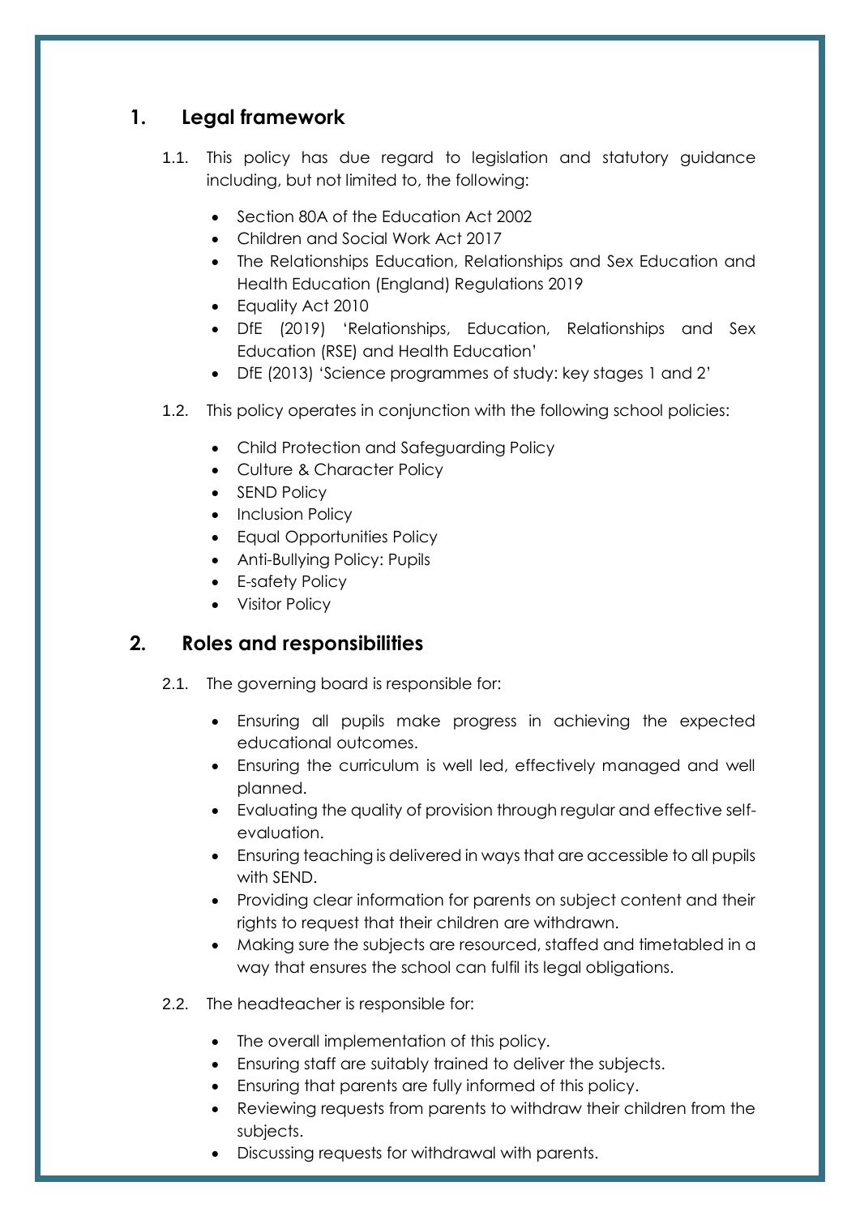## 1. Legal framework

1.1. This policy has due regard to legislation and statutory guidance including, but not limited to, the following:

- Section 80A of the Education Act 2002
- Children and Social Work Act 2017
- The Relationships Education, Relationships and Sex Education and Health Education (England) Regulations 2019
- Equality Act 2010
- DfE (2019) 'Relationships, Education, Relationships and Sex Education (RSE) and Health Education'
- DfE (2013) 'Science programmes of study: key stages 1 and 2'

1.2. This policy operates in conjunction with the following school policies:

- Child Protection and Safeguarding Policy
- Culture & Character Policy
- SEND Policy
- Inclusion Policy
- Equal Opportunities Policy
- Anti-Bullying Policy: Pupils
- E-safety Policy
- Visitor Policy

## 2. Roles and responsibilities

2.1. The governing board is responsible for:

- Ensuring all pupils make progress in achieving the expected educational outcomes.
- Ensuring the curriculum is well led, effectively managed and well planned.
- Evaluating the quality of provision through regular and effective self-evaluation.
- Ensuring teaching is delivered in ways that are accessible to all pupils with SEND.
- Providing clear information for parents on subject content and their rights to request that their children are withdrawn.
- Making sure the subjects are resourced, staffed and timetabled in a way that ensures the school can fulfil its legal obligations.

2.2. The headteacher is responsible for:

- The overall implementation of this policy.
- Ensuring staff are suitably trained to deliver the subjects.
- Ensuring that parents are fully informed of this policy.
- Reviewing requests from parents to withdraw their children from the subjects.
- Discussing requests for withdrawal with parents.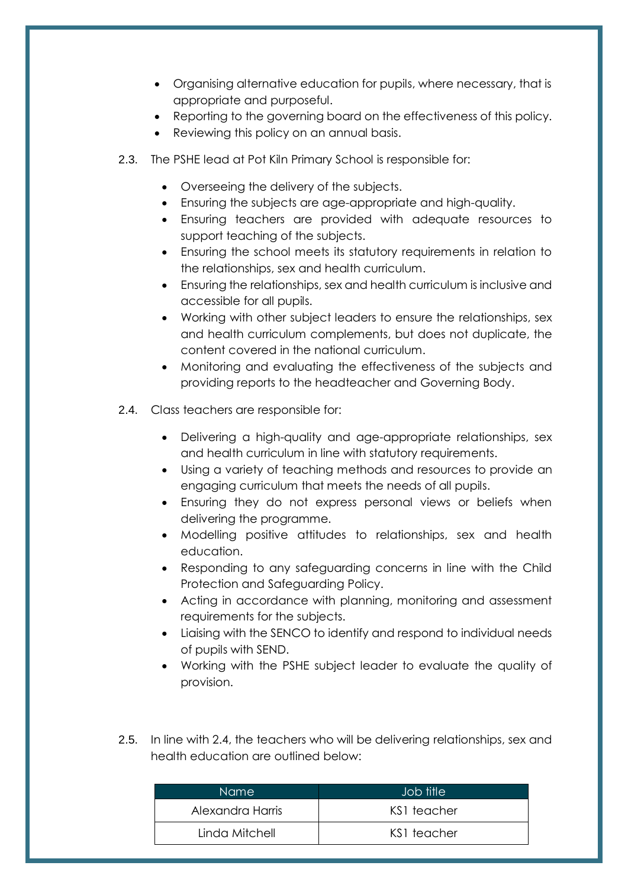- Organising alternative education for pupils, where necessary, that is appropriate and purposeful.
- Reporting to the governing board on the effectiveness of this policy.
- Reviewing this policy on an annual basis.

2.3. The PSHE lead at Pot Kiln Primary School is responsible for:

- Overseeing the delivery of the subjects.
- Ensuring the subjects are age-appropriate and high-quality.
- Ensuring teachers are provided with adequate resources to support teaching of the subjects.
- Ensuring the school meets its statutory requirements in relation to the relationships, sex and health curriculum.
- Ensuring the relationships, sex and health curriculum is inclusive and accessible for all pupils.
- Working with other subject leaders to ensure the relationships, sex and health curriculum complements, but does not duplicate, the content covered in the national curriculum.
- Monitoring and evaluating the effectiveness of the subjects and providing reports to the headteacher and Governing Body.

2.4. Class teachers are responsible for:

- Delivering a high-quality and age-appropriate relationships, sex and health curriculum in line with statutory requirements.
- Using a variety of teaching methods and resources to provide an engaging curriculum that meets the needs of all pupils.
- Ensuring they do not express personal views or beliefs when delivering the programme.
- Modelling positive attitudes to relationships, sex and health education.
- Responding to any safeguarding concerns in line with the Child Protection and Safeguarding Policy.
- Acting in accordance with planning, monitoring and assessment requirements for the subjects.
- Liaising with the SENCO to identify and respond to individual needs of pupils with SEND.
- Working with the PSHE subject leader to evaluate the quality of provision.

2.5. In line with 2.4, the teachers who will be delivering relationships, sex and health education are outlined below:

| Name | Job title |
|---|---|
| Alexandra Harris | KS1 teacher |
| Linda Mitchell | KS1 teacher |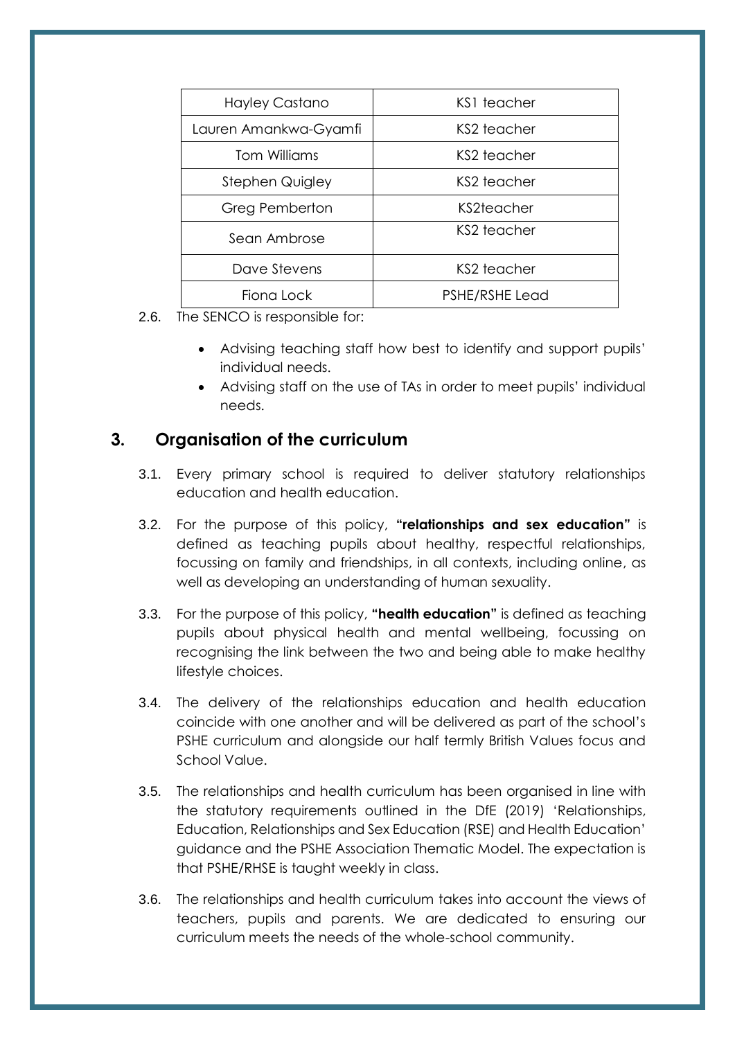| Hayley Castano | KS1 teacher |
| --- | --- |
| Lauren Amankwa-Gyamfi | KS2 teacher |
| Tom Williams | KS2 teacher |
| Stephen Quigley | KS2 teacher |
| Greg Pemberton | KS2teacher |
| Sean Ambrose | KS2 teacher |
| Dave Stevens | KS2 teacher |
| Fiona Lock | PSHE/RSHE Lead |

2.6. The SENCO is responsible for:

- Advising teaching staff how best to identify and support pupils' individual needs.
- Advising staff on the use of TAs in order to meet pupils' individual needs.

## 3. Organisation of the curriculum

3.1. Every primary school is required to deliver statutory relationships education and health education.

3.2. For the purpose of this policy, **"relationships and sex education"** is defined as teaching pupils about healthy, respectful relationships, focussing on family and friendships, in all contexts, including online, as well as developing an understanding of human sexuality.

3.3. For the purpose of this policy, **"health education"** is defined as teaching pupils about physical health and mental wellbeing, focussing on recognising the link between the two and being able to make healthy lifestyle choices.

3.4. The delivery of the relationships education and health education coincide with one another and will be delivered as part of the school's PSHE curriculum and alongside our half termly British Values focus and School Value.

3.5. The relationships and health curriculum has been organised in line with the statutory requirements outlined in the DfE (2019) 'Relationships, Education, Relationships and Sex Education (RSE) and Health Education' guidance and the PSHE Association Thematic Model. The expectation is that PSHE/RHSE is taught weekly in class.

3.6. The relationships and health curriculum takes into account the views of teachers, pupils and parents. We are dedicated to ensuring our curriculum meets the needs of the whole-school community.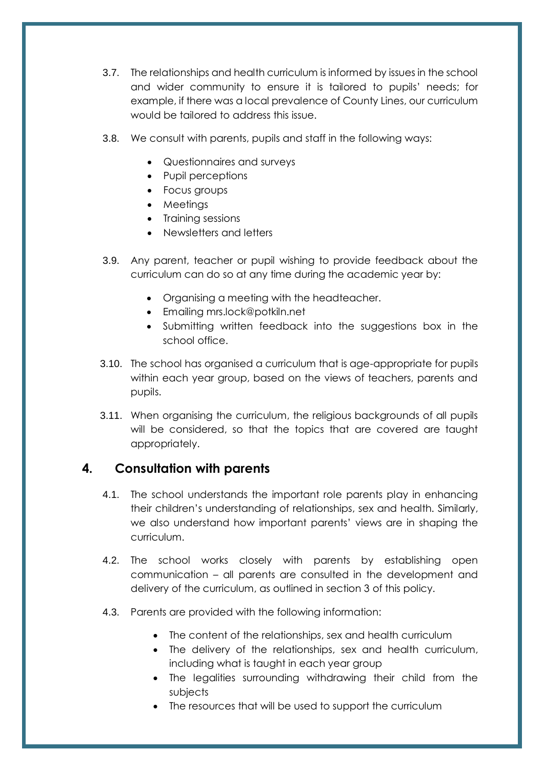3.7. The relationships and health curriculum is informed by issues in the school and wider community to ensure it is tailored to pupils' needs; for example, if there was a local prevalence of County Lines, our curriculum would be tailored to address this issue.

3.8. We consult with parents, pupils and staff in the following ways:

- Questionnaires and surveys
- Pupil perceptions
- Focus groups
- Meetings
- Training sessions
- Newsletters and letters

3.9. Any parent, teacher or pupil wishing to provide feedback about the curriculum can do so at any time during the academic year by:

- Organising a meeting with the headteacher.
- Emailing mrs.lock@potkiln.net
- Submitting written feedback into the suggestions box in the school office.

3.10. The school has organised a curriculum that is age-appropriate for pupils within each year group, based on the views of teachers, parents and pupils.

3.11. When organising the curriculum, the religious backgrounds of all pupils will be considered, so that the topics that are covered are taught appropriately.

## 4. Consultation with parents

4.1. The school understands the important role parents play in enhancing their children's understanding of relationships, sex and health. Similarly, we also understand how important parents' views are in shaping the curriculum.

4.2. The school works closely with parents by establishing open communication – all parents are consulted in the development and delivery of the curriculum, as outlined in section 3 of this policy.

4.3. Parents are provided with the following information:

- The content of the relationships, sex and health curriculum
- The delivery of the relationships, sex and health curriculum, including what is taught in each year group
- The legalities surrounding withdrawing their child from the subjects
- The resources that will be used to support the curriculum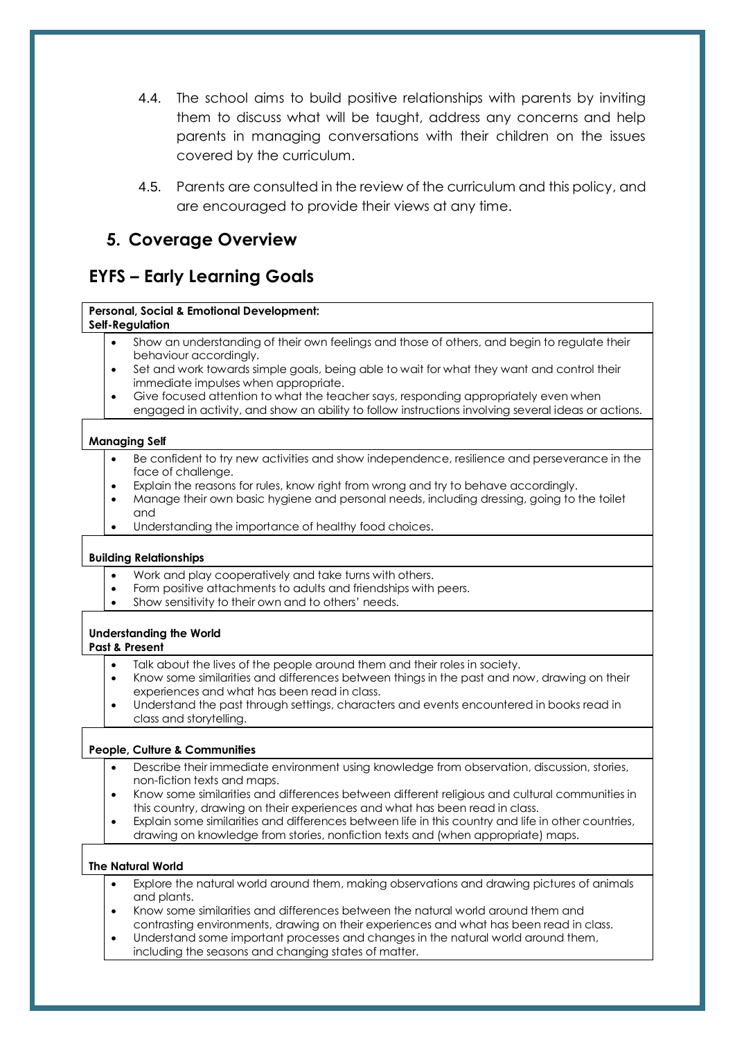4.4. The school aims to build positive relationships with parents by inviting them to discuss what will be taught, address any concerns and help parents in managing conversations with their children on the issues covered by the curriculum.

4.5. Parents are consulted in the review of the curriculum and this policy, and are encouraged to provide their views at any time.

## 5. Coverage Overview

## EYFS – Early Learning Goals

**Personal, Social & Emotional Development:**
**Self-Regulation**

- Show an understanding of their own feelings and those of others, and begin to regulate their behaviour accordingly.
- Set and work towards simple goals, being able to wait for what they want and control their immediate impulses when appropriate.
- Give focused attention to what the teacher says, responding appropriately even when engaged in activity, and show an ability to follow instructions involving several ideas or actions.

**Managing Self**

- Be confident to try new activities and show independence, resilience and perseverance in the face of challenge.
- Explain the reasons for rules, know right from wrong and try to behave accordingly.
- Manage their own basic hygiene and personal needs, including dressing, going to the toilet and
- Understanding the importance of healthy food choices.

**Building Relationships**

- Work and play cooperatively and take turns with others.
- Form positive attachments to adults and friendships with peers.
- Show sensitivity to their own and to others' needs.

**Understanding the World**
**Past & Present**

- Talk about the lives of the people around them and their roles in society.
- Know some similarities and differences between things in the past and now, drawing on their experiences and what has been read in class.
- Understand the past through settings, characters and events encountered in books read in class and storytelling.

**People, Culture & Communities**

- Describe their immediate environment using knowledge from observation, discussion, stories, non-fiction texts and maps.
- Know some similarities and differences between different religious and cultural communities in this country, drawing on their experiences and what has been read in class.
- Explain some similarities and differences between life in this country and life in other countries, drawing on knowledge from stories, nonfiction texts and (when appropriate) maps.

**The Natural World**

- Explore the natural world around them, making observations and drawing pictures of animals and plants.
- Know some similarities and differences between the natural world around them and contrasting environments, drawing on their experiences and what has been read in class.
- Understand some important processes and changes in the natural world around them, including the seasons and changing states of matter.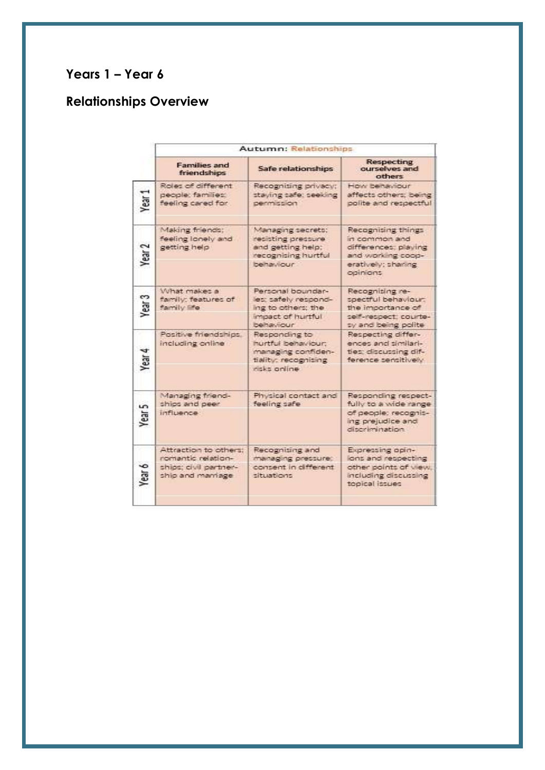## Years 1 – Year 6

## Relationships Overview

| | Autumn: Relationships | | |
|---|---|---|---|
| | Families and friendships | Safe relationships | Respecting ourselves and others |
| Year 1 | Roles of different people; families; feeling cared for | Recognising privacy; staying safe; seeking permission | How behaviour affects others; being polite and respectful |
| Year 2 | Making friends; feeling lonely and getting help | Managing secrets; resisting pressure and getting help; recognising hurtful behaviour | Recognising things in common and differences; playing and working cooperatively; sharing opinions |
| Year 3 | What makes a family; features of family life | Personal boundaries; safely responding to others; the impact of hurtful behaviour | Recognising respectful behaviour; the importance of self-respect; courtesy and being polite |
| Year 4 | Positive friendships, including online | Responding to hurtful behaviour; managing confidentiality; recognising risks online | Respecting differences and similarities; discussing difference sensitively |
| Year 5 | Managing friendships and peer influence | Physical contact and feeling safe | Responding respectfully to a wide range of people; recognising prejudice and discrimination |
| Year 6 | Attraction to others; romantic relationships; civil partnership and marriage | Recognising and managing pressure; consent in different situations | Expressing opinions and respecting other points of view, including discussing topical issues |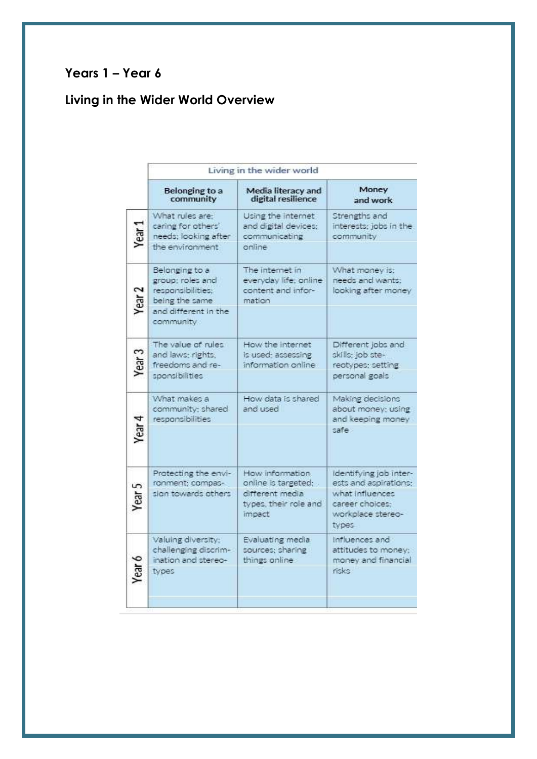**Years 1 – Year 6**

**Living in the Wider World Overview**

| | Living in the wider world | | |
|---|---|---|---|
| | Belonging to a community | Media literacy and digital resilience | Money and work |
| Year 1 | What rules are; caring for others' needs; looking after the environment | Using the internet and digital devices; communicating online | Strengths and interests; jobs in the community |
| Year 2 | Belonging to a group; roles and responsibilities; being the same and different in the community | The internet in everyday life; online content and information | What money is; needs and wants; looking after money |
| Year 3 | The value of rules and laws; rights, freedoms and responsibilities | How the internet is used; assessing information online | Different jobs and skills; job stereotypes; setting personal goals |
| Year 4 | What makes a community; shared responsibilities | How data is shared and used | Making decisions about money; using and keeping money safe |
| Year 5 | Protecting the environment; compassion towards others | How information online is targeted; different media types, their role and impact | Identifying job interests and aspirations; what influences career choices; workplace stereotypes |
| Year 6 | Valuing diversity; challenging discrimination and stereotypes | Evaluating media sources; sharing things online | Influences and attitudes to money; money and financial risks |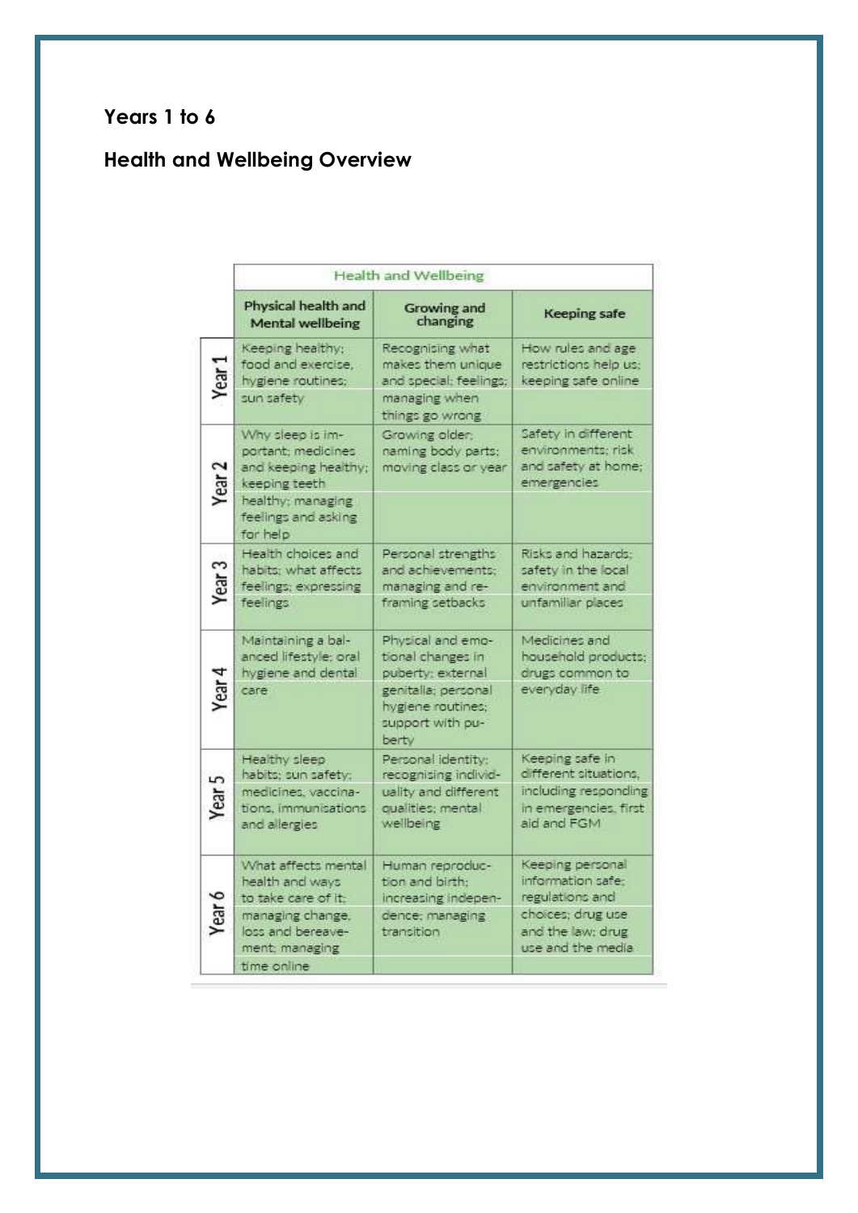**Years 1 to 6**

**Health and Wellbeing Overview**

| | Health and Wellbeing | | |
|---|---|---|---|
| | **Physical health and Mental wellbeing** | **Growing and changing** | **Keeping safe** |
| **Year 1** | Keeping healthy; food and exercise, hygiene routines; sun safety | Recognising what makes them unique and special; feelings; managing when things go wrong | How rules and age restrictions help us; keeping safe online |
| **Year 2** | Why sleep is important; medicines and keeping healthy; keeping teeth healthy; managing feelings and asking for help | Growing older; naming body parts; moving class or year | Safety in different environments; risk and safety at home; emergencies |
| **Year 3** | Health choices and habits; what affects feelings; expressing feelings | Personal strengths and achievements; managing and reframing setbacks | Risks and hazards; safety in the local environment and unfamiliar places |
| **Year 4** | Maintaining a balanced lifestyle; oral hygiene and dental care | Physical and emotional changes in puberty; external genitalia; personal hygiene routines; support with puberty | Medicines and household products; drugs common to everyday life |
| **Year 5** | Healthy sleep habits; sun safety; medicines, vaccinations, immunisations and allergies | Personal identity; recognising individuality and different qualities; mental wellbeing | Keeping safe in different situations, including responding in emergencies, first aid and FGM |
| **Year 6** | What affects mental health and ways to take care of it; managing change, loss and bereavement; managing time online | Human reproduction and birth; increasing independence; managing transition | Keeping personal information safe; regulations and choices; drug use and the law; drug use and the media |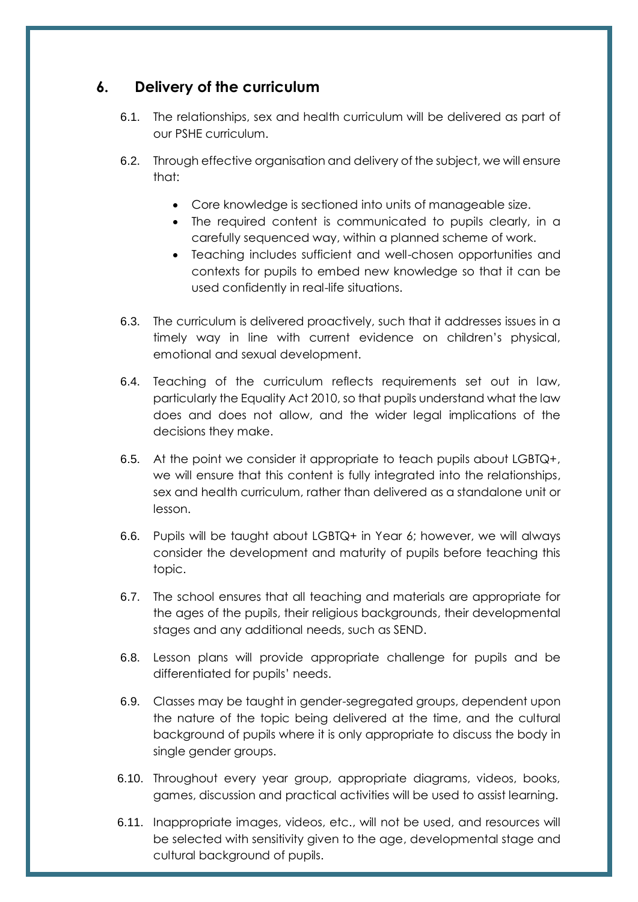## 6. Delivery of the curriculum

6.1. The relationships, sex and health curriculum will be delivered as part of our PSHE curriculum.

6.2. Through effective organisation and delivery of the subject, we will ensure that:

- Core knowledge is sectioned into units of manageable size.
- The required content is communicated to pupils clearly, in a carefully sequenced way, within a planned scheme of work.
- Teaching includes sufficient and well-chosen opportunities and contexts for pupils to embed new knowledge so that it can be used confidently in real-life situations.

6.3. The curriculum is delivered proactively, such that it addresses issues in a timely way in line with current evidence on children's physical, emotional and sexual development.

6.4. Teaching of the curriculum reflects requirements set out in law, particularly the Equality Act 2010, so that pupils understand what the law does and does not allow, and the wider legal implications of the decisions they make.

6.5. At the point we consider it appropriate to teach pupils about LGBTQ+, we will ensure that this content is fully integrated into the relationships, sex and health curriculum, rather than delivered as a standalone unit or lesson.

6.6. Pupils will be taught about LGBTQ+ in Year 6; however, we will always consider the development and maturity of pupils before teaching this topic.

6.7. The school ensures that all teaching and materials are appropriate for the ages of the pupils, their religious backgrounds, their developmental stages and any additional needs, such as SEND.

6.8. Lesson plans will provide appropriate challenge for pupils and be differentiated for pupils' needs.

6.9. Classes may be taught in gender-segregated groups, dependent upon the nature of the topic being delivered at the time, and the cultural background of pupils where it is only appropriate to discuss the body in single gender groups.

6.10. Throughout every year group, appropriate diagrams, videos, books, games, discussion and practical activities will be used to assist learning.

6.11. Inappropriate images, videos, etc., will not be used, and resources will be selected with sensitivity given to the age, developmental stage and cultural background of pupils.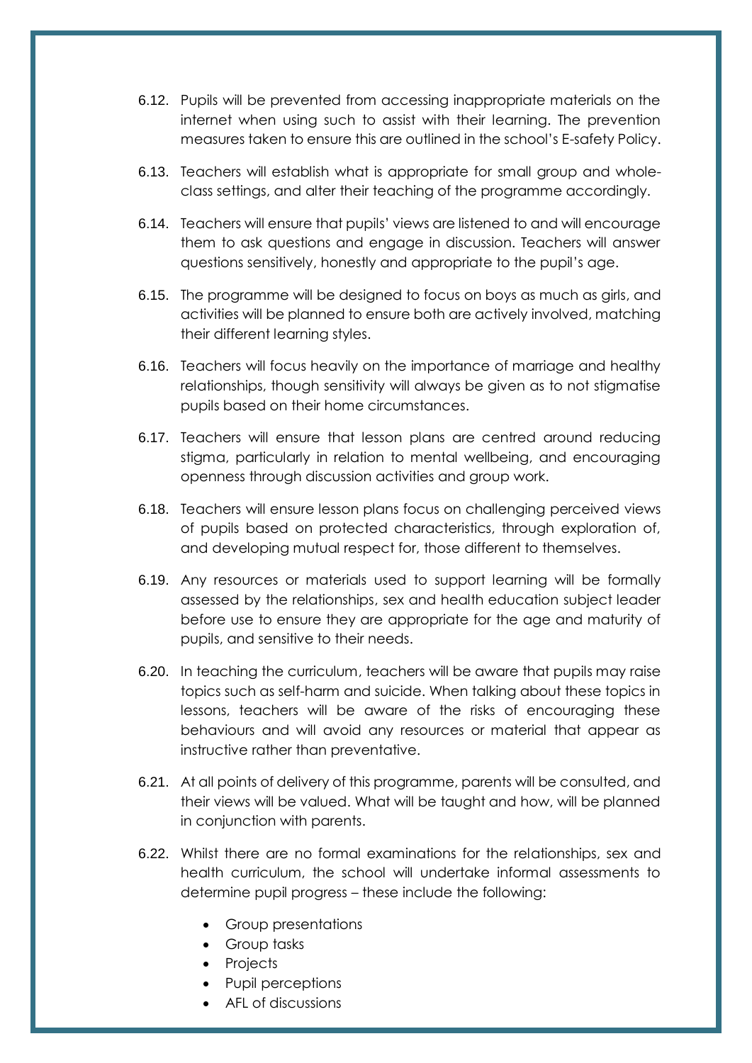6.12. Pupils will be prevented from accessing inappropriate materials on the internet when using such to assist with their learning. The prevention measures taken to ensure this are outlined in the school's E-safety Policy.

6.13. Teachers will establish what is appropriate for small group and whole-class settings, and alter their teaching of the programme accordingly.

6.14. Teachers will ensure that pupils' views are listened to and will encourage them to ask questions and engage in discussion. Teachers will answer questions sensitively, honestly and appropriate to the pupil's age.

6.15. The programme will be designed to focus on boys as much as girls, and activities will be planned to ensure both are actively involved, matching their different learning styles.

6.16. Teachers will focus heavily on the importance of marriage and healthy relationships, though sensitivity will always be given as to not stigmatise pupils based on their home circumstances.

6.17. Teachers will ensure that lesson plans are centred around reducing stigma, particularly in relation to mental wellbeing, and encouraging openness through discussion activities and group work.

6.18. Teachers will ensure lesson plans focus on challenging perceived views of pupils based on protected characteristics, through exploration of, and developing mutual respect for, those different to themselves.

6.19. Any resources or materials used to support learning will be formally assessed by the relationships, sex and health education subject leader before use to ensure they are appropriate for the age and maturity of pupils, and sensitive to their needs.

6.20. In teaching the curriculum, teachers will be aware that pupils may raise topics such as self-harm and suicide. When talking about these topics in lessons, teachers will be aware of the risks of encouraging these behaviours and will avoid any resources or material that appear as instructive rather than preventative.

6.21. At all points of delivery of this programme, parents will be consulted, and their views will be valued. What will be taught and how, will be planned in conjunction with parents.

6.22. Whilst there are no formal examinations for the relationships, sex and health curriculum, the school will undertake informal assessments to determine pupil progress – these include the following:

- Group presentations
- Group tasks
- Projects
- Pupil perceptions
- AFL of discussions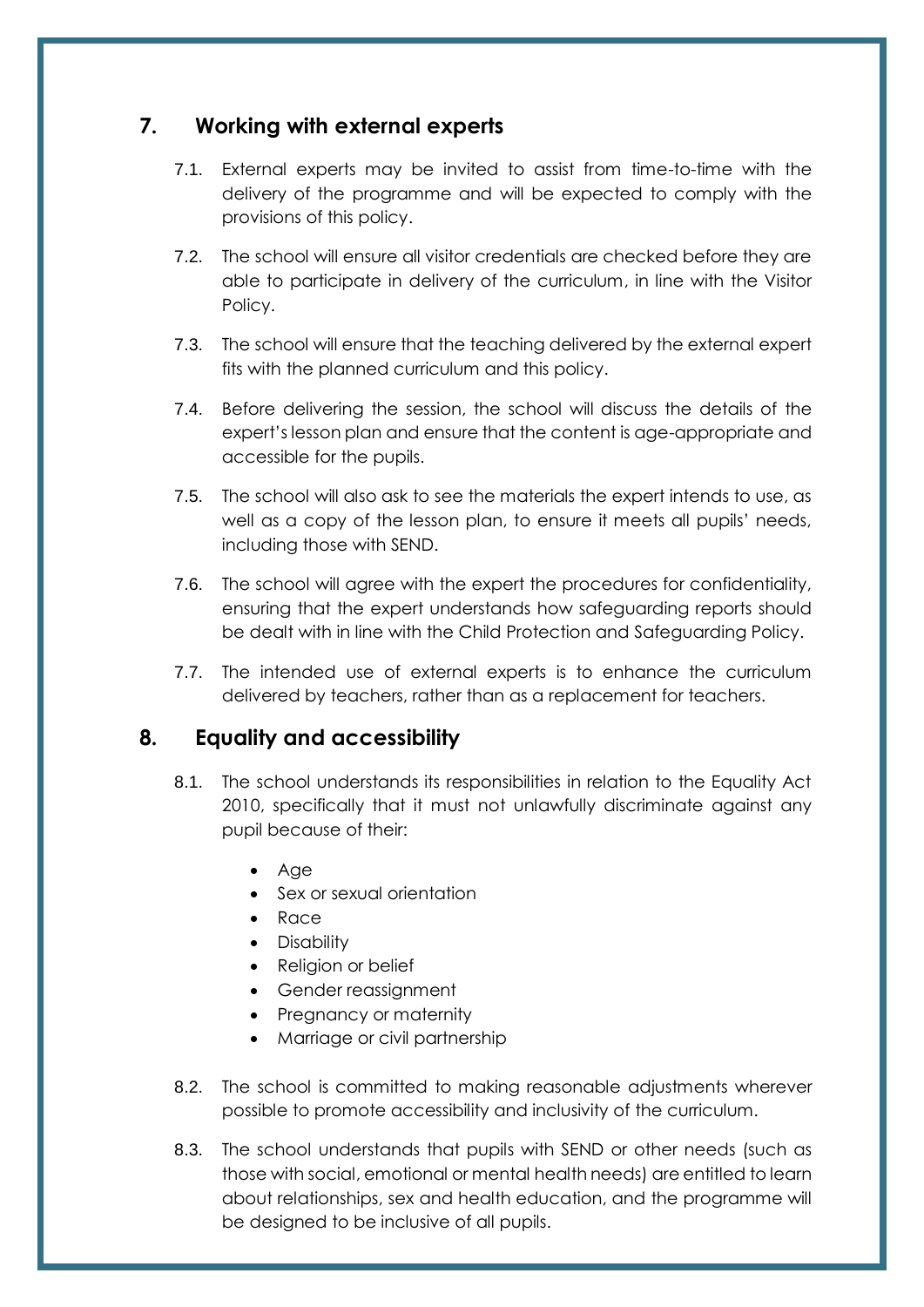## 7. Working with external experts

7.1. External experts may be invited to assist from time-to-time with the delivery of the programme and will be expected to comply with the provisions of this policy.

7.2. The school will ensure all visitor credentials are checked before they are able to participate in delivery of the curriculum, in line with the Visitor Policy.

7.3. The school will ensure that the teaching delivered by the external expert fits with the planned curriculum and this policy.

7.4. Before delivering the session, the school will discuss the details of the expert's lesson plan and ensure that the content is age-appropriate and accessible for the pupils.

7.5. The school will also ask to see the materials the expert intends to use, as well as a copy of the lesson plan, to ensure it meets all pupils' needs, including those with SEND.

7.6. The school will agree with the expert the procedures for confidentiality, ensuring that the expert understands how safeguarding reports should be dealt with in line with the Child Protection and Safeguarding Policy.

7.7. The intended use of external experts is to enhance the curriculum delivered by teachers, rather than as a replacement for teachers.

## 8. Equality and accessibility

8.1. The school understands its responsibilities in relation to the Equality Act 2010, specifically that it must not unlawfully discriminate against any pupil because of their:

- Age
- Sex or sexual orientation
- Race
- Disability
- Religion or belief
- Gender reassignment
- Pregnancy or maternity
- Marriage or civil partnership

8.2. The school is committed to making reasonable adjustments wherever possible to promote accessibility and inclusivity of the curriculum.

8.3. The school understands that pupils with SEND or other needs (such as those with social, emotional or mental health needs) are entitled to learn about relationships, sex and health education, and the programme will be designed to be inclusive of all pupils.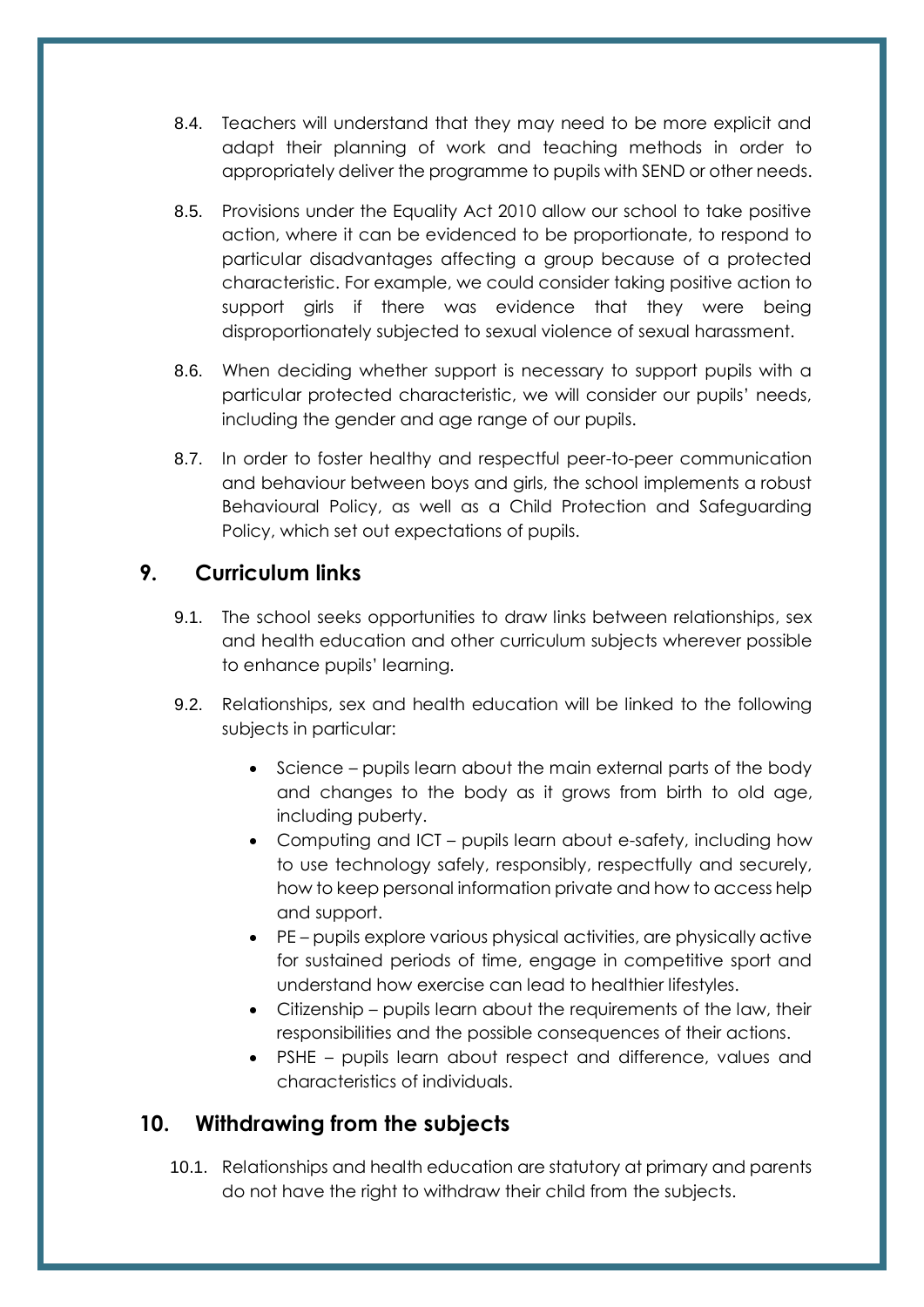8.4. Teachers will understand that they may need to be more explicit and adapt their planning of work and teaching methods in order to appropriately deliver the programme to pupils with SEND or other needs.

8.5. Provisions under the Equality Act 2010 allow our school to take positive action, where it can be evidenced to be proportionate, to respond to particular disadvantages affecting a group because of a protected characteristic. For example, we could consider taking positive action to support girls if there was evidence that they were being disproportionately subjected to sexual violence of sexual harassment.

8.6. When deciding whether support is necessary to support pupils with a particular protected characteristic, we will consider our pupils' needs, including the gender and age range of our pupils.

8.7. In order to foster healthy and respectful peer-to-peer communication and behaviour between boys and girls, the school implements a robust Behavioural Policy, as well as a Child Protection and Safeguarding Policy, which set out expectations of pupils.

## 9. Curriculum links

9.1. The school seeks opportunities to draw links between relationships, sex and health education and other curriculum subjects wherever possible to enhance pupils' learning.

9.2. Relationships, sex and health education will be linked to the following subjects in particular:

- Science – pupils learn about the main external parts of the body and changes to the body as it grows from birth to old age, including puberty.
- Computing and ICT – pupils learn about e-safety, including how to use technology safely, responsibly, respectfully and securely, how to keep personal information private and how to access help and support.
- PE – pupils explore various physical activities, are physically active for sustained periods of time, engage in competitive sport and understand how exercise can lead to healthier lifestyles.
- Citizenship – pupils learn about the requirements of the law, their responsibilities and the possible consequences of their actions.
- PSHE – pupils learn about respect and difference, values and characteristics of individuals.

## 10. Withdrawing from the subjects

10.1. Relationships and health education are statutory at primary and parents do not have the right to withdraw their child from the subjects.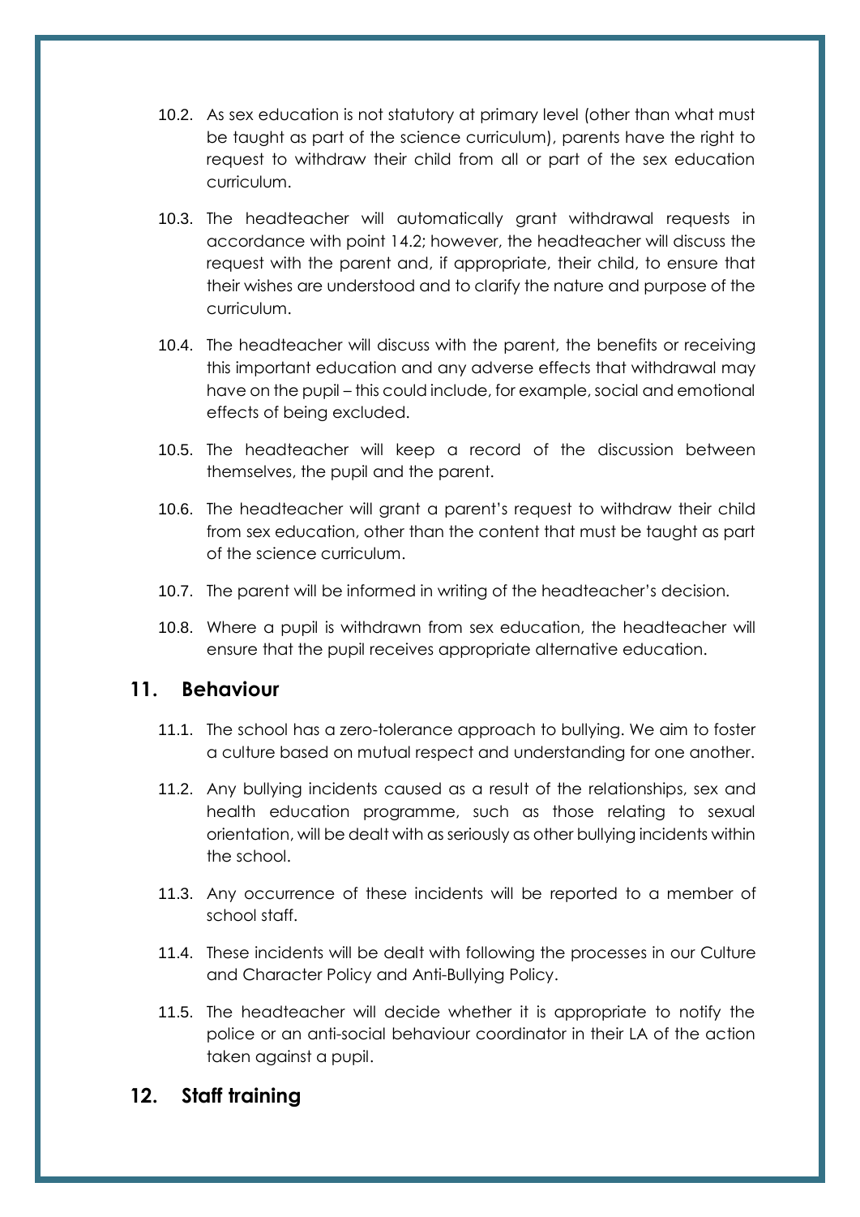10.2. As sex education is not statutory at primary level (other than what must be taught as part of the science curriculum), parents have the right to request to withdraw their child from all or part of the sex education curriculum.

10.3. The headteacher will automatically grant withdrawal requests in accordance with point 14.2; however, the headteacher will discuss the request with the parent and, if appropriate, their child, to ensure that their wishes are understood and to clarify the nature and purpose of the curriculum.

10.4. The headteacher will discuss with the parent, the benefits or receiving this important education and any adverse effects that withdrawal may have on the pupil – this could include, for example, social and emotional effects of being excluded.

10.5. The headteacher will keep a record of the discussion between themselves, the pupil and the parent.

10.6. The headteacher will grant a parent's request to withdraw their child from sex education, other than the content that must be taught as part of the science curriculum.

10.7. The parent will be informed in writing of the headteacher's decision.

10.8. Where a pupil is withdrawn from sex education, the headteacher will ensure that the pupil receives appropriate alternative education.

## 11. Behaviour

11.1. The school has a zero-tolerance approach to bullying. We aim to foster a culture based on mutual respect and understanding for one another.

11.2. Any bullying incidents caused as a result of the relationships, sex and health education programme, such as those relating to sexual orientation, will be dealt with as seriously as other bullying incidents within the school.

11.3. Any occurrence of these incidents will be reported to a member of school staff.

11.4. These incidents will be dealt with following the processes in our Culture and Character Policy and Anti-Bullying Policy.

11.5. The headteacher will decide whether it is appropriate to notify the police or an anti-social behaviour coordinator in their LA of the action taken against a pupil.

## 12. Staff training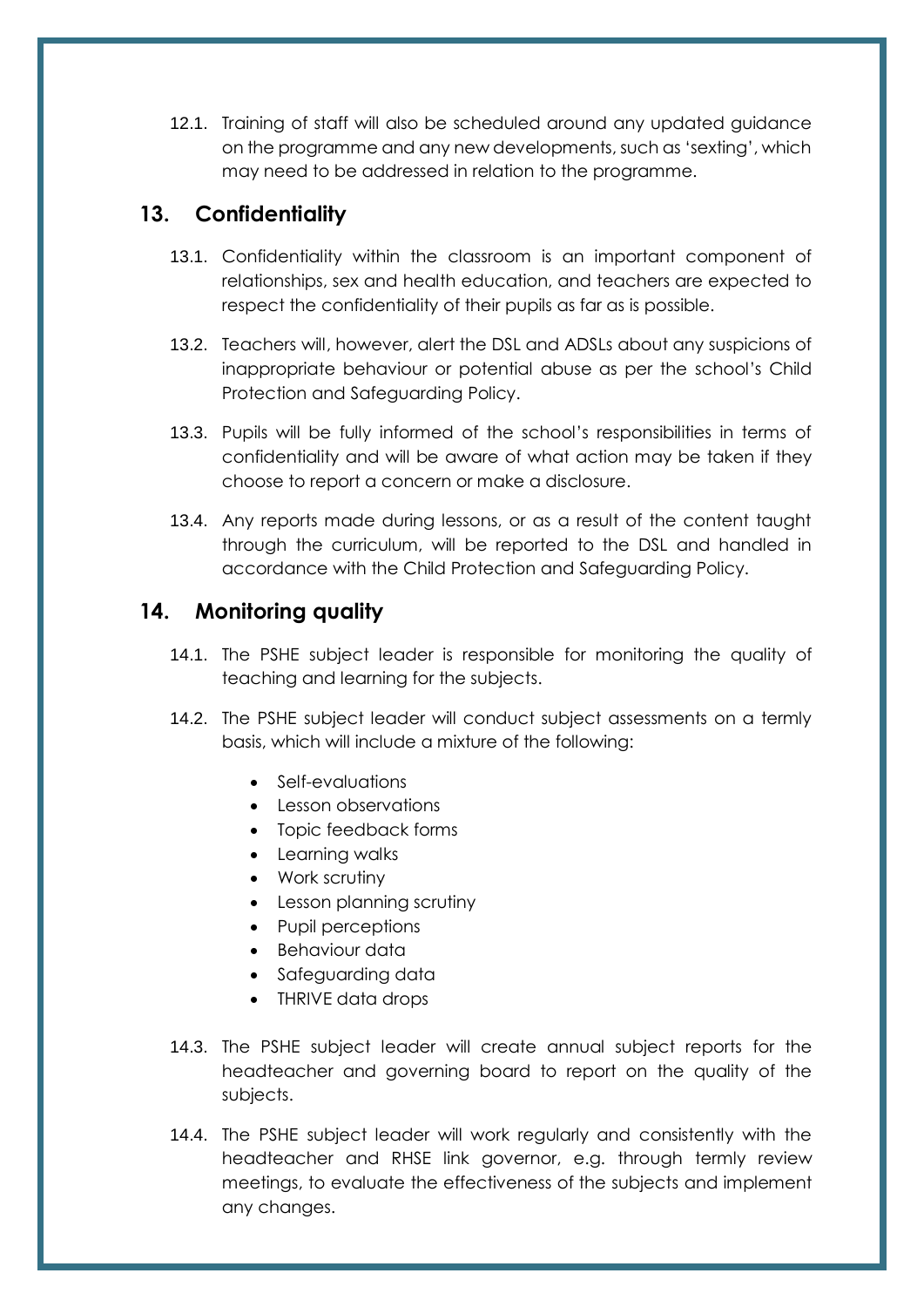12.1. Training of staff will also be scheduled around any updated guidance on the programme and any new developments, such as 'sexting', which may need to be addressed in relation to the programme.

## 13. Confidentiality

13.1. Confidentiality within the classroom is an important component of relationships, sex and health education, and teachers are expected to respect the confidentiality of their pupils as far as is possible.

13.2. Teachers will, however, alert the DSL and ADSLs about any suspicions of inappropriate behaviour or potential abuse as per the school's Child Protection and Safeguarding Policy.

13.3. Pupils will be fully informed of the school's responsibilities in terms of confidentiality and will be aware of what action may be taken if they choose to report a concern or make a disclosure.

13.4. Any reports made during lessons, or as a result of the content taught through the curriculum, will be reported to the DSL and handled in accordance with the Child Protection and Safeguarding Policy.

## 14. Monitoring quality

14.1. The PSHE subject leader is responsible for monitoring the quality of teaching and learning for the subjects.

14.2. The PSHE subject leader will conduct subject assessments on a termly basis, which will include a mixture of the following:

- Self-evaluations
- Lesson observations
- Topic feedback forms
- Learning walks
- Work scrutiny
- Lesson planning scrutiny
- Pupil perceptions
- Behaviour data
- Safeguarding data
- THRIVE data drops

14.3. The PSHE subject leader will create annual subject reports for the headteacher and governing board to report on the quality of the subjects.

14.4. The PSHE subject leader will work regularly and consistently with the headteacher and RHSE link governor, e.g. through termly review meetings, to evaluate the effectiveness of the subjects and implement any changes.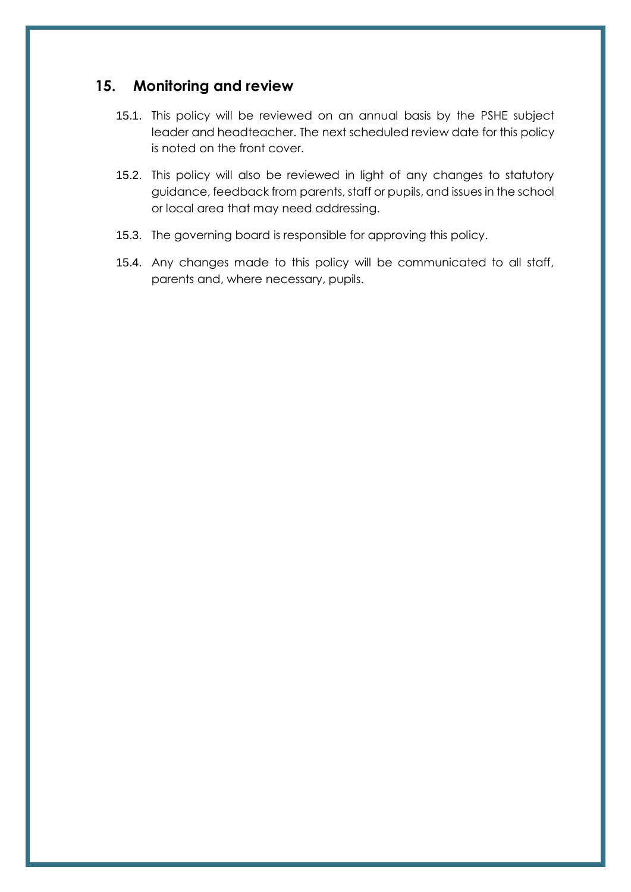## 15. Monitoring and review

15.1. This policy will be reviewed on an annual basis by the PSHE subject leader and headteacher. The next scheduled review date for this policy is noted on the front cover.

15.2. This policy will also be reviewed in light of any changes to statutory guidance, feedback from parents, staff or pupils, and issues in the school or local area that may need addressing.

15.3. The governing board is responsible for approving this policy.

15.4. Any changes made to this policy will be communicated to all staff, parents and, where necessary, pupils.